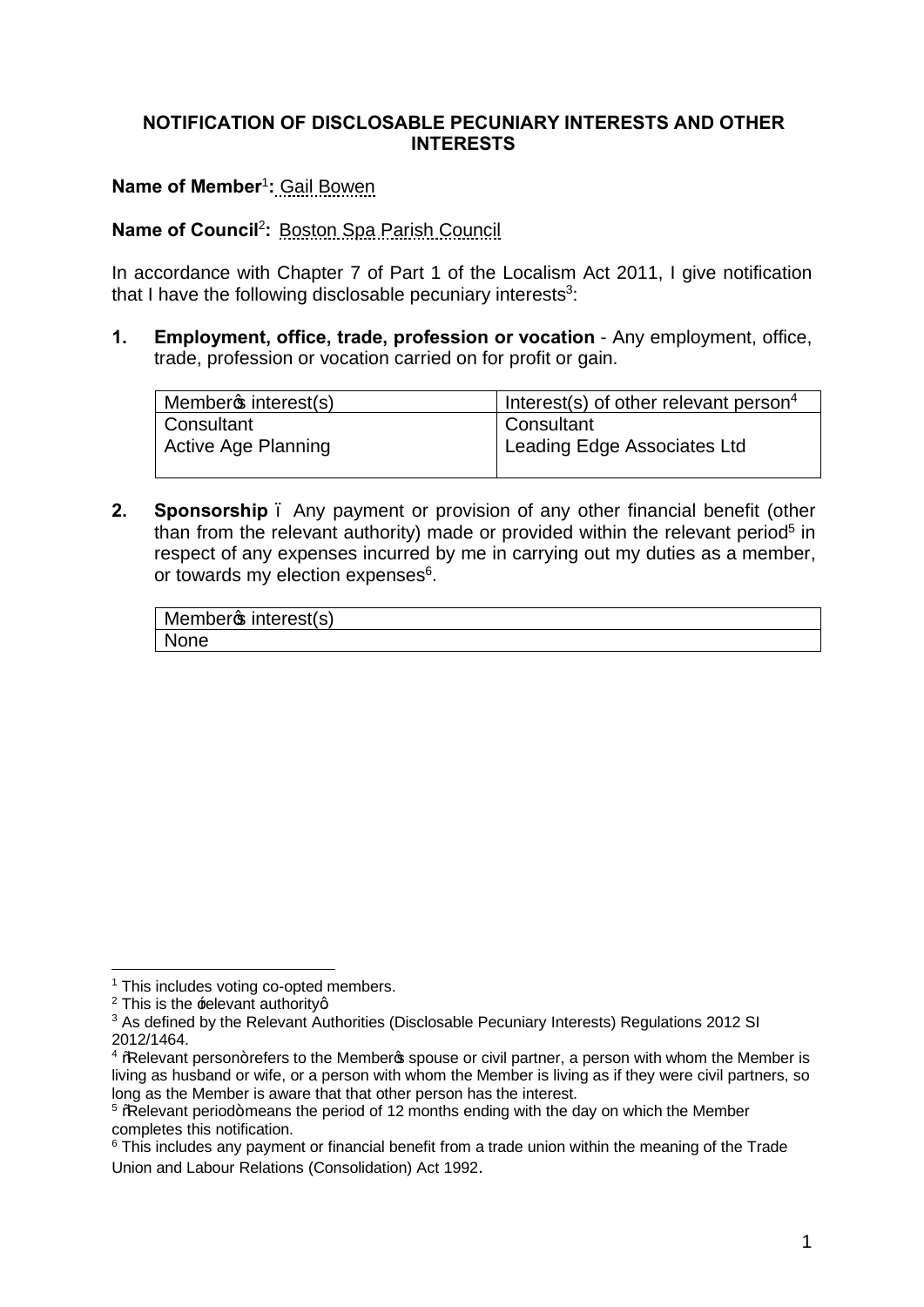# NOTIFICATION OF DISCLOSABLE PECUNIARY INTERESTS AND OTHER INTERESTS

**Name of Member**[1]**:** Gail Bowen

**Name of Council**[2]**:** Boston Spa Parish Council

In accordance with Chapter 7 of Part 1 of the Localism Act 2011, I give notification that I have the following disclosable pecuniary interests[3]:

**1. Employment, office, trade, profession or vocation** - Any employment, office, trade, profession or vocation carried on for profit or gain.

| Member's interest(s) | Interest(s) of other relevant person[4] |
|---|---|
| Consultant<br>Active Age Planning | Consultant<br>Leading Edge Associates Ltd |

**2. Sponsorship** – Any payment or provision of any other financial benefit (other than from the relevant authority) made or provided within the relevant period[5] in respect of any expenses incurred by me in carrying out my duties as a member, or towards my election expenses[6].

| Member's interest(s) |
|---|
| None |

---

[1] This includes voting co-opted members.

[2] This is the 'relevant authority'.

[3] As defined by the Relevant Authorities (Disclosable Pecuniary Interests) Regulations 2012 SI 2012/1464.

[4] "Relevant person" refers to the Member's spouse or civil partner, a person with whom the Member is living as husband or wife, or a person with whom the Member is living as if they were civil partners, so long as the Member is aware that that other person has the interest.

[5] "Relevant period" means the period of 12 months ending with the day on which the Member completes this notification.

[6] This includes any payment or financial benefit from a trade union within the meaning of the Trade Union and Labour Relations (Consolidation) Act 1992.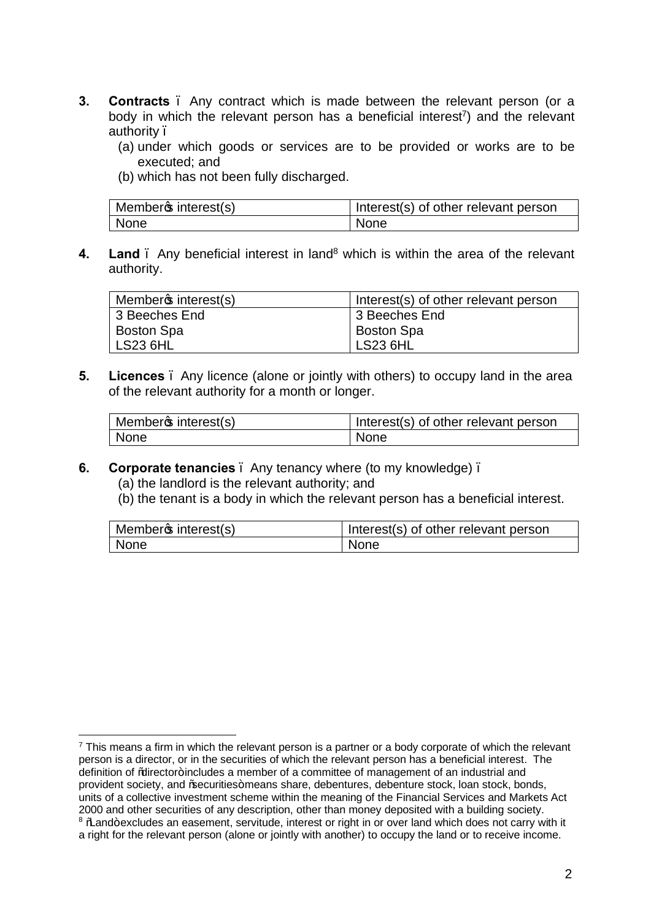**3. Contracts** – Any contract which is made between the relevant person (or a body in which the relevant person has a beneficial interest[7]) and the relevant authority –

(a) under which goods or services are to be provided or works are to be executed; and

(b) which has not been fully discharged.

| Member's interest(s) | Interest(s) of other relevant person |
|---|---|
| None | None |

**4. Land** – Any beneficial interest in land[8] which is within the area of the relevant authority.

| Member's interest(s) | Interest(s) of other relevant person |
|---|---|
| 3 Beeches End<br>Boston Spa<br>LS23 6HL | 3 Beeches End<br>Boston Spa<br>LS23 6HL |

**5. Licences** – Any licence (alone or jointly with others) to occupy land in the area of the relevant authority for a month or longer.

| Member's interest(s) | Interest(s) of other relevant person |
|---|---|
| None | None |

**6. Corporate tenancies** – Any tenancy where (to my knowledge) –

(a) the landlord is the relevant authority; and

(b) the tenant is a body in which the relevant person has a beneficial interest.

| Member's interest(s) | Interest(s) of other relevant person |
|---|---|
| None | None |

---

[7] This means a firm in which the relevant person is a partner or a body corporate of which the relevant person is a director, or in the securities of which the relevant person has a beneficial interest. The definition of "director" includes a member of a committee of management of an industrial and provident society, and "securities" means share, debentures, debenture stock, loan stock, bonds, units of a collective investment scheme within the meaning of the Financial Services and Markets Act 2000 and other securities of any description, other than money deposited with a building society.

[8] "Land" excludes an easement, servitude, interest or right in or over land which does not carry with it a right for the relevant person (alone or jointly with another) to occupy the land or to receive income.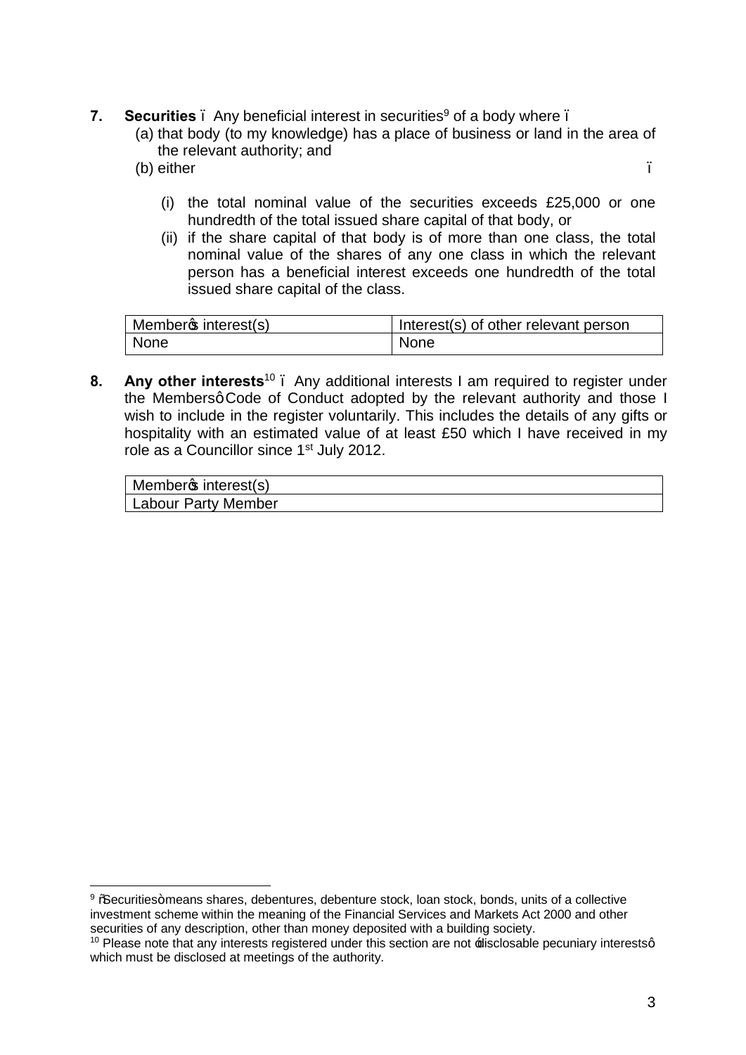**7.** **Securities** – Any beneficial interest in securities[9] of a body where –

(a) that body (to my knowledge) has a place of business or land in the area of the relevant authority; and

(b) either –

(i) the total nominal value of the securities exceeds £25,000 or one hundredth of the total issued share capital of that body, or

(ii) if the share capital of that body is of more than one class, the total nominal value of the shares of any one class in which the relevant person has a beneficial interest exceeds one hundredth of the total issued share capital of the class.

| Member's interest(s) | Interest(s) of other relevant person |
|---|---|
| None | None |

**8.** **Any other interests**[10] – Any additional interests I am required to register under the Members' Code of Conduct adopted by the relevant authority and those I wish to include in the register voluntarily. This includes the details of any gifts or hospitality with an estimated value of at least £50 which I have received in my role as a Councillor since 1st July 2012.

| Member's interest(s) |
|---|
| Labour Party Member |

---

[9] "Securities" means shares, debentures, debenture stock, loan stock, bonds, units of a collective investment scheme within the meaning of the Financial Services and Markets Act 2000 and other securities of any description, other than money deposited with a building society.

[10] Please note that any interests registered under this section are not 'disclosable pecuniary interests' which must be disclosed at meetings of the authority.